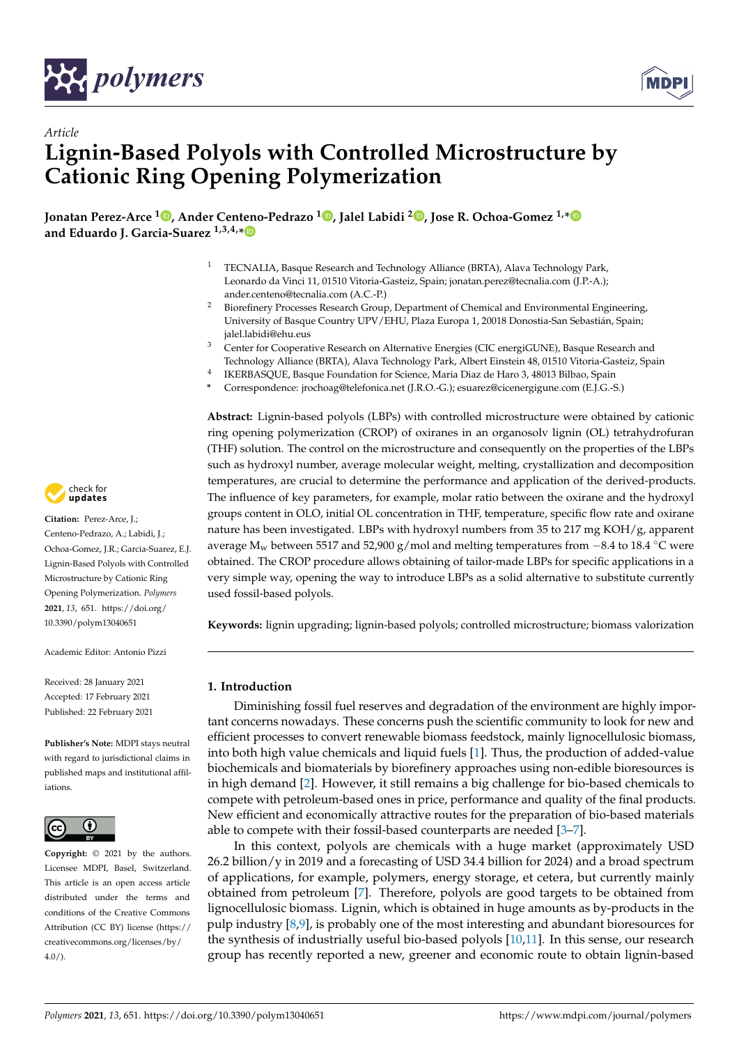*Article*

# Lignin-Based Polyols with Controlled Microstructure by Cationic Ring Opening Polymerization

**Jonatan Perez-Arce [1], Ander Centeno-Pedrazo [1], Jalel Labidi [2], Jose R. Ochoa-Gomez [1,*] and Eduardo J. Garcia-Suarez [1,3,4,*]**

[1] TECNALIA, Basque Research and Technology Alliance (BRTA), Alava Technology Park, Leonardo da Vinci 11, 01510 Vitoria-Gasteiz, Spain; jonatan.perez@tecnalia.com (J.P.-A.); ander.centeno@tecnalia.com (A.C.-P.)

[2] Biorefinery Processes Research Group, Department of Chemical and Environmental Engineering, University of Basque Country UPV/EHU, Plaza Europa 1, 20018 Donostia-San Sebastián, Spain; jalel.labidi@ehu.eus

[3] Center for Cooperative Research on Alternative Energies (CIC energiGUNE), Basque Research and Technology Alliance (BRTA), Alava Technology Park, Albert Einstein 48, 01510 Vitoria-Gasteiz, Spain

[4] IKERBASQUE, Basque Foundation for Science, Maria Diaz de Haro 3, 48013 Bilbao, Spain

* Correspondence: jrochoag@telefonica.net (J.R.O.-G.); esuarez@cicenergigune.com (E.J.G.-S.)

**Abstract:** Lignin-based polyols (LBPs) with controlled microstructure were obtained by cationic ring opening polymerization (CROP) of oxiranes in an organosolv lignin (OL) tetrahydrofuran (THF) solution. The control on the microstructure and consequently on the properties of the LBPs such as hydroxyl number, average molecular weight, melting, crystallization and decomposition temperatures, are crucial to determine the performance and application of the derived-products. The influence of key parameters, for example, molar ratio between the oxirane and the hydroxyl groups content in OLO, initial OL concentration in THF, temperature, specific flow rate and oxirane nature has been investigated. LBPs with hydroxyl numbers from 35 to 217 mg KOH/g, apparent average $M_w$ between 5517 and 52,900 g/mol and melting temperatures from −8.4 to 18.4 °C were obtained. The CROP procedure allows obtaining of tailor-made LBPs for specific applications in a very simple way, opening the way to introduce LBPs as a solid alternative to substitute currently used fossil-based polyols.

**Keywords:** lignin upgrading; lignin-based polyols; controlled microstructure; biomass valorization

**Citation:** Perez-Arce, J.; Centeno-Pedrazo, A.; Labidi, J.; Ochoa-Gomez, J.R.; Garcia-Suarez, E.J. Lignin-Based Polyols with Controlled Microstructure by Cationic Ring Opening Polymerization. *Polymers* **2021**, *13*, 651. https://doi.org/10.3390/polym13040651

Academic Editor: Antonio Pizzi

Received: 28 January 2021
Accepted: 17 February 2021
Published: 22 February 2021

**Publisher's Note:** MDPI stays neutral with regard to jurisdictional claims in published maps and institutional affiliations.

**Copyright:** © 2021 by the authors. Licensee MDPI, Basel, Switzerland. This article is an open access article distributed under the terms and conditions of the Creative Commons Attribution (CC BY) license (https://creativecommons.org/licenses/by/4.0/).

## 1. Introduction

Diminishing fossil fuel reserves and degradation of the environment are highly important concerns nowadays. These concerns push the scientific community to look for new and efficient processes to convert renewable biomass feedstock, mainly lignocellulosic biomass, into both high value chemicals and liquid fuels [1]. Thus, the production of added-value biochemicals and biomaterials by biorefinery approaches using non-edible bioresources is in high demand [2]. However, it still remains a big challenge for bio-based chemicals to compete with petroleum-based ones in price, performance and quality of the final products. New efficient and economically attractive routes for the preparation of bio-based materials able to compete with their fossil-based counterparts are needed [3–7].

In this context, polyols are chemicals with a huge market (approximately USD 26.2 billion/y in 2019 and a forecasting of USD 34.4 billion for 2024) and a broad spectrum of applications, for example, polymers, energy storage, et cetera, but currently mainly obtained from petroleum [7]. Therefore, polyols are good targets to be obtained from lignocellulosic biomass. Lignin, which is obtained in huge amounts as by-products in the pulp industry [8,9], is probably one of the most interesting and abundant bioresources for the synthesis of industrially useful bio-based polyols [10,11]. In this sense, our research group has recently reported a new, greener and economic route to obtain lignin-based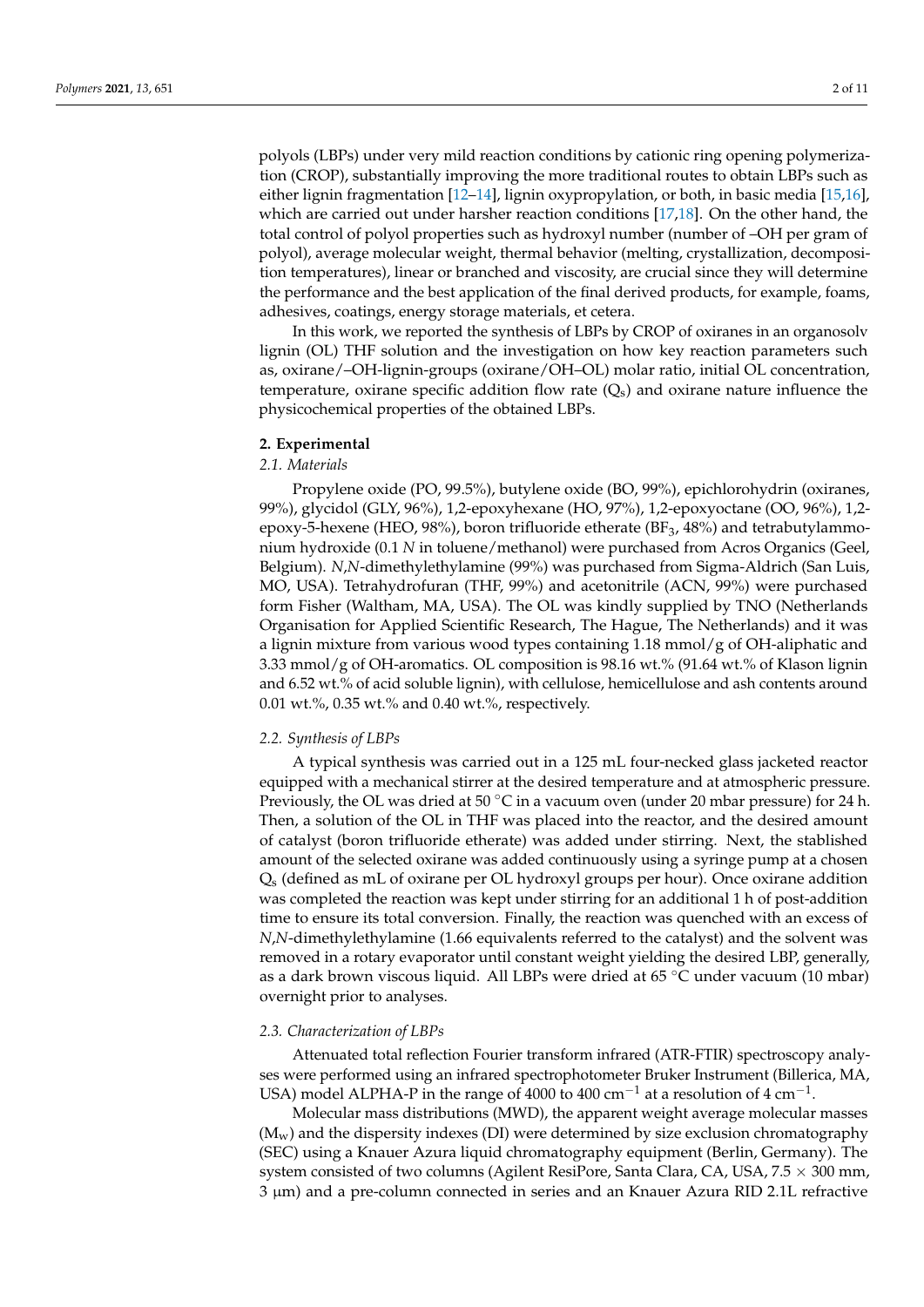polyols (LBPs) under very mild reaction conditions by cationic ring opening polymerization (CROP), substantially improving the more traditional routes to obtain LBPs such as either lignin fragmentation [12–14], lignin oxypropylation, or both, in basic media [15,16], which are carried out under harsher reaction conditions [17,18]. On the other hand, the total control of polyol properties such as hydroxyl number (number of –OH per gram of polyol), average molecular weight, thermal behavior (melting, crystallization, decomposition temperatures), linear or branched and viscosity, are crucial since they will determine the performance and the best application of the final derived products, for example, foams, adhesives, coatings, energy storage materials, et cetera.

In this work, we reported the synthesis of LBPs by CROP of oxiranes in an organosolv lignin (OL) THF solution and the investigation on how key reaction parameters such as, oxirane/–OH-lignin-groups (oxirane/OH–OL) molar ratio, initial OL concentration, temperature, oxirane specific addition flow rate ($Q_s$) and oxirane nature influence the physicochemical properties of the obtained LBPs.

## 2. Experimental

### *2.1. Materials*

Propylene oxide (PO, 99.5%), butylene oxide (BO, 99%), epichlorohydrin (oxiranes, 99%), glycidol (GLY, 96%), 1,2-epoxyhexane (HO, 97%), 1,2-epoxyoctane (OO, 96%), 1,2-epoxy-5-hexene (HEO, 98%), boron trifluoride etherate ($BF_3$, 48%) and tetrabutylammonium hydroxide (0.1 *N* in toluene/methanol) were purchased from Acros Organics (Geel, Belgium). *N*,*N*-dimethylethylamine (99%) was purchased from Sigma-Aldrich (San Luis, MO, USA). Tetrahydrofuran (THF, 99%) and acetonitrile (ACN, 99%) were purchased form Fisher (Waltham, MA, USA). The OL was kindly supplied by TNO (Netherlands Organisation for Applied Scientific Research, The Hague, The Netherlands) and it was a lignin mixture from various wood types containing 1.18 mmol/g of OH-aliphatic and 3.33 mmol/g of OH-aromatics. OL composition is 98.16 wt.% (91.64 wt.% of Klason lignin and 6.52 wt.% of acid soluble lignin), with cellulose, hemicellulose and ash contents around 0.01 wt.%, 0.35 wt.% and 0.40 wt.%, respectively.

### *2.2. Synthesis of LBPs*

A typical synthesis was carried out in a 125 mL four-necked glass jacketed reactor equipped with a mechanical stirrer at the desired temperature and at atmospheric pressure. Previously, the OL was dried at 50 °C in a vacuum oven (under 20 mbar pressure) for 24 h. Then, a solution of the OL in THF was placed into the reactor, and the desired amount of catalyst (boron trifluoride etherate) was added under stirring. Next, the stablished amount of the selected oxirane was added continuously using a syringe pump at a chosen $Q_s$ (defined as mL of oxirane per OL hydroxyl groups per hour). Once oxirane addition was completed the reaction was kept under stirring for an additional 1 h of post-addition time to ensure its total conversion. Finally, the reaction was quenched with an excess of *N*,*N*-dimethylethylamine (1.66 equivalents referred to the catalyst) and the solvent was removed in a rotary evaporator until constant weight yielding the desired LBP, generally, as a dark brown viscous liquid. All LBPs were dried at 65 °C under vacuum (10 mbar) overnight prior to analyses.

### *2.3. Characterization of LBPs*

Attenuated total reflection Fourier transform infrared (ATR-FTIR) spectroscopy analyses were performed using an infrared spectrophotometer Bruker Instrument (Billerica, MA, USA) model ALPHA-P in the range of 4000 to 400 $cm^{-1}$ at a resolution of 4 $cm^{-1}$.

Molecular mass distributions (MWD), the apparent weight average molecular masses ($M_w$) and the dispersity indexes (DI) were determined by size exclusion chromatography (SEC) using a Knauer Azura liquid chromatography equipment (Berlin, Germany). The system consisted of two columns (Agilent ResiPore, Santa Clara, CA, USA, 7.5 × 300 mm, 3 µm) and a pre-column connected in series and an Knauer Azura RID 2.1L refractive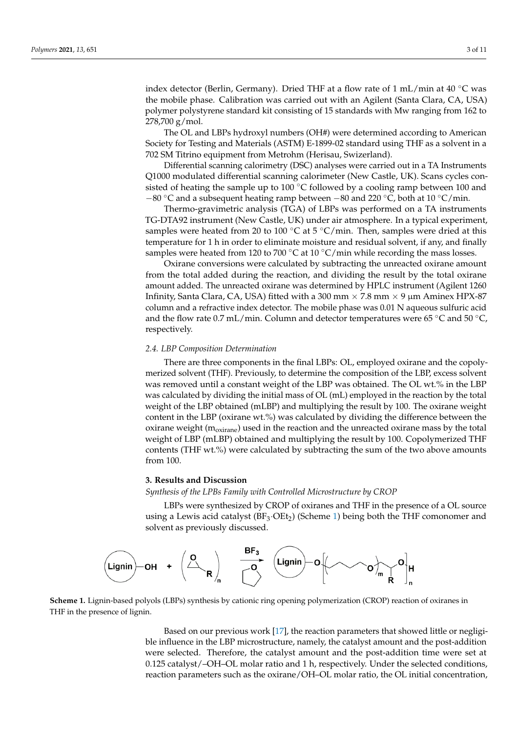index detector (Berlin, Germany). Dried THF at a flow rate of 1 mL/min at 40 °C was the mobile phase. Calibration was carried out with an Agilent (Santa Clara, CA, USA) polymer polystyrene standard kit consisting of 15 standards with Mw ranging from 162 to 278,700 g/mol.

The OL and LBPs hydroxyl numbers (OH#) were determined according to American Society for Testing and Materials (ASTM) E-1899-02 standard using THF as a solvent in a 702 SM Titrino equipment from Metrohm (Herisau, Swizerland).

Differential scanning calorimetry (DSC) analyses were carried out in a TA Instruments Q1000 modulated differential scanning calorimeter (New Castle, UK). Scans cycles consisted of heating the sample up to 100 °C followed by a cooling ramp between 100 and −80 °C and a subsequent heating ramp between −80 and 220 °C, both at 10 °C/min.

Thermo-gravimetric analysis (TGA) of LBPs was performed on a TA instruments TG-DTA92 instrument (New Castle, UK) under air atmosphere. In a typical experiment, samples were heated from 20 to 100 °C at 5 °C/min. Then, samples were dried at this temperature for 1 h in order to eliminate moisture and residual solvent, if any, and finally samples were heated from 120 to 700 °C at 10 °C/min while recording the mass losses.

Oxirane conversions were calculated by subtracting the unreacted oxirane amount from the total added during the reaction, and dividing the result by the total oxirane amount added. The unreacted oxirane was determined by HPLC instrument (Agilent 1260 Infinity, Santa Clara, CA, USA) fitted with a 300 mm × 7.8 mm × 9 µm Aminex HPX-87 column and a refractive index detector. The mobile phase was 0.01 N aqueous sulfuric acid and the flow rate 0.7 mL/min. Column and detector temperatures were 65 °C and 50 °C, respectively.

### *2.4. LBP Composition Determination*

There are three components in the final LBPs: OL, employed oxirane and the copolymerized solvent (THF). Previously, to determine the composition of the LBP, excess solvent was removed until a constant weight of the LBP was obtained. The OL wt.% in the LBP was calculated by dividing the initial mass of OL (mL) employed in the reaction by the total weight of the LBP obtained (mLBP) and multiplying the result by 100. The oxirane weight content in the LBP (oxirane wt.%) was calculated by dividing the difference between the oxirane weight ($m_{oxirane}$) used in the reaction and the unreacted oxirane mass by the total weight of LBP (mLBP) obtained and multiplying the result by 100. Copolymerized THF contents (THF wt.%) were calculated by subtracting the sum of the two above amounts from 100.

## **3. Results and Discussion**

### *Synthesis of the LPBs Family with Controlled Microstructure by CROP*

LBPs were synthesized by CROP of oxiranes and THF in the presence of a OL source using a Lewis acid catalyst ($BF_3{\cdot}OEt_2$) (Scheme 1) being both the THF comonomer and solvent as previously discussed.

**Scheme 1.** Lignin-based polyols (LBPs) synthesis by cationic ring opening polymerization (CROP) reaction of oxiranes in THF in the presence of lignin.

Based on our previous work [17], the reaction parameters that showed little or negligible influence in the LBP microstructure, namely, the catalyst amount and the post-addition were selected. Therefore, the catalyst amount and the post-addition time were set at 0.125 catalyst/–OH–OL molar ratio and 1 h, respectively. Under the selected conditions, reaction parameters such as the oxirane/OH–OL molar ratio, the OL initial concentration,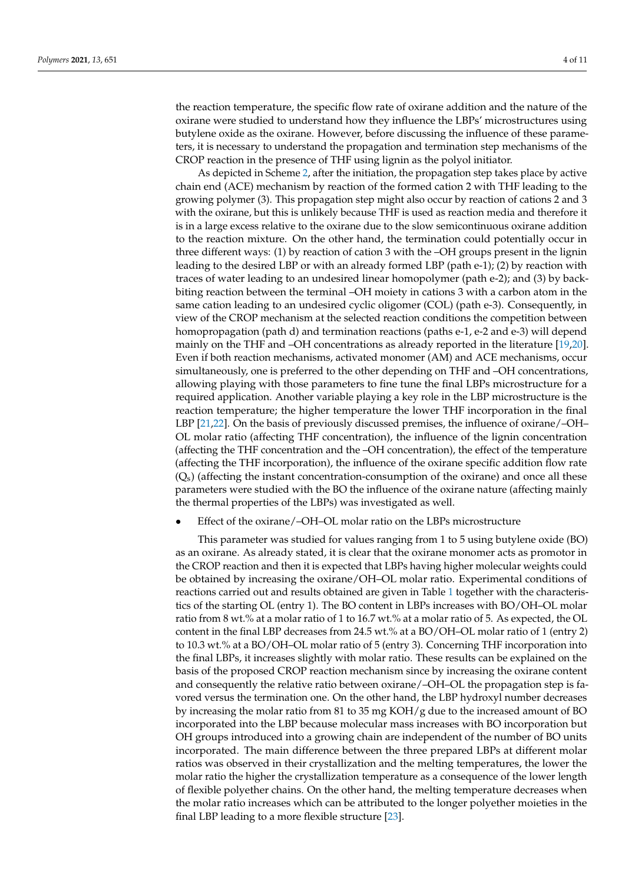the reaction temperature, the specific flow rate of oxirane addition and the nature of the oxirane were studied to understand how they influence the LBPs' microstructures using butylene oxide as the oxirane. However, before discussing the influence of these parameters, it is necessary to understand the propagation and termination step mechanisms of the CROP reaction in the presence of THF using lignin as the polyol initiator.

As depicted in Scheme 2, after the initiation, the propagation step takes place by active chain end (ACE) mechanism by reaction of the formed cation 2 with THF leading to the growing polymer (3). This propagation step might also occur by reaction of cations 2 and 3 with the oxirane, but this is unlikely because THF is used as reaction media and therefore it is in a large excess relative to the oxirane due to the slow semicontinuous oxirane addition to the reaction mixture. On the other hand, the termination could potentially occur in three different ways: (1) by reaction of cation 3 with the –OH groups present in the lignin leading to the desired LBP or with an already formed LBP (path e-1); (2) by reaction with traces of water leading to an undesired linear homopolymer (path e-2); and (3) by back-biting reaction between the terminal –OH moiety in cations 3 with a carbon atom in the same cation leading to an undesired cyclic oligomer (COL) (path e-3). Consequently, in view of the CROP mechanism at the selected reaction conditions the competition between homopropagation (path d) and termination reactions (paths e-1, e-2 and e-3) will depend mainly on the THF and –OH concentrations as already reported in the literature [19,20]. Even if both reaction mechanisms, activated monomer (AM) and ACE mechanisms, occur simultaneously, one is preferred to the other depending on THF and –OH concentrations, allowing playing with those parameters to fine tune the final LBPs microstructure for a required application. Another variable playing a key role in the LBP microstructure is the reaction temperature; the higher temperature the lower THF incorporation in the final LBP [21,22]. On the basis of previously discussed premises, the influence of oxirane/–OH–OL molar ratio (affecting THF concentration), the influence of the lignin concentration (affecting the THF concentration and the –OH concentration), the effect of the temperature (affecting the THF incorporation), the influence of the oxirane specific addition flow rate ($Q_s$) (affecting the instant concentration-consumption of the oxirane) and once all these parameters were studied with the BO the influence of the oxirane nature (affecting mainly the thermal properties of the LBPs) was investigated as well.

- Effect of the oxirane/–OH–OL molar ratio on the LBPs microstructure

This parameter was studied for values ranging from 1 to 5 using butylene oxide (BO) as an oxirane. As already stated, it is clear that the oxirane monomer acts as promotor in the CROP reaction and then it is expected that LBPs having higher molecular weights could be obtained by increasing the oxirane/OH–OL molar ratio. Experimental conditions of reactions carried out and results obtained are given in Table 1 together with the characteristics of the starting OL (entry 1). The BO content in LBPs increases with BO/OH–OL molar ratio from 8 wt.% at a molar ratio of 1 to 16.7 wt.% at a molar ratio of 5. As expected, the OL content in the final LBP decreases from 24.5 wt.% at a BO/OH–OL molar ratio of 1 (entry 2) to 10.3 wt.% at a BO/OH–OL molar ratio of 5 (entry 3). Concerning THF incorporation into the final LBPs, it increases slightly with molar ratio. These results can be explained on the basis of the proposed CROP reaction mechanism since by increasing the oxirane content and consequently the relative ratio between oxirane/–OH–OL the propagation step is favored versus the termination one. On the other hand, the LBP hydroxyl number decreases by increasing the molar ratio from 81 to 35 mg KOH/g due to the increased amount of BO incorporated into the LBP because molecular mass increases with BO incorporation but OH groups introduced into a growing chain are independent of the number of BO units incorporated. The main difference between the three prepared LBPs at different molar ratios was observed in their crystallization and the melting temperatures, the lower the molar ratio the higher the crystallization temperature as a consequence of the lower length of flexible polyether chains. On the other hand, the melting temperature decreases when the molar ratio increases which can be attributed to the longer polyether moieties in the final LBP leading to a more flexible structure [23].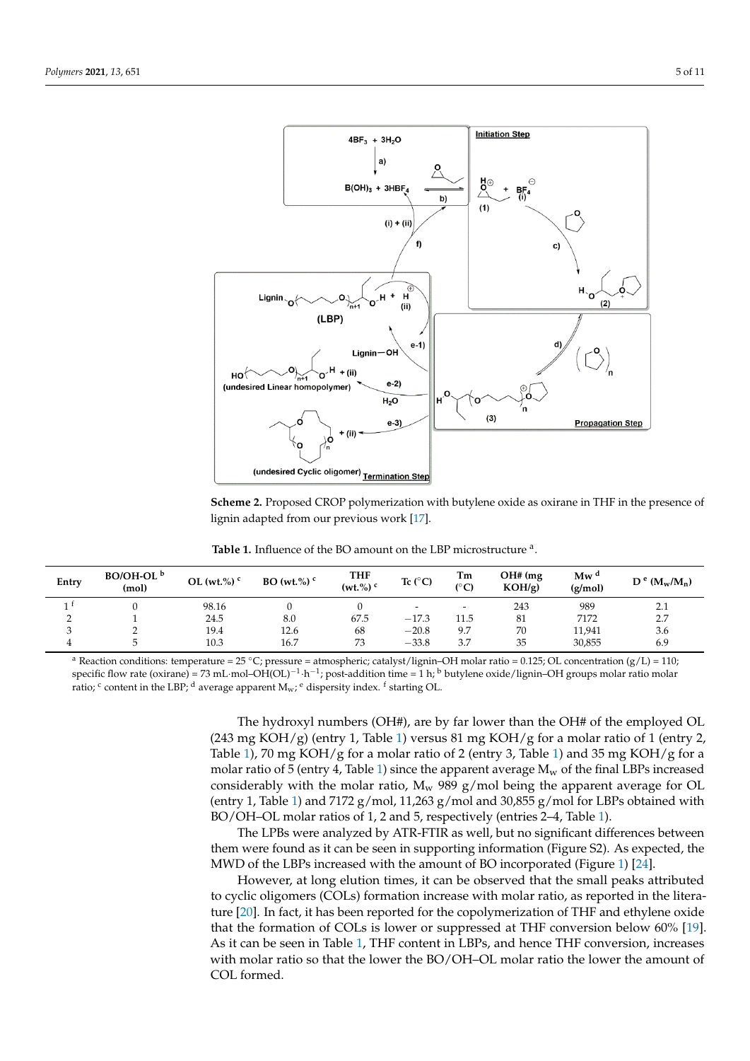**Scheme 2.** Proposed CROP polymerization with butylene oxide as oxirane in THF in the presence of lignin adapted from our previous work [17].

**Table 1.** Influence of the BO amount on the LBP microstructure [a].

| Entry | BO/OH-OL [b] (mol) | OL (wt.%) [c] | BO (wt.%) [c] | THF (wt.%) [c] | Tc (°C) | Tm (°C) | OH# (mg KOH/g) | Mw [d] (g/mol) | D [e] ($M_w/M_n$) |
|---|---|---|---|---|---|---|---|---|---|
| 1 [f] | 0 | 98.16 | 0 | 0 | - | - | 243 | 989 | 2.1 |
| 2 | 1 | 24.5 | 8.0 | 67.5 | −17.3 | 11.5 | 81 | 7172 | 2.7 |
| 3 | 2 | 19.4 | 12.6 | 68 | −20.8 | 9.7 | 70 | 11,941 | 3.6 |
| 4 | 5 | 10.3 | 16.7 | 73 | −33.8 | 3.7 | 35 | 30,855 | 6.9 |

[a] Reaction conditions: temperature = 25 °C; pressure = atmospheric; catalyst/lignin–OH molar ratio = 0.125; OL concentration (g/L) = 110; specific flow rate (oxirane) = 73 mL·mol–OH(OL)$^{-1}$·h$^{-1}$; post-addition time = 1 h; [b] butylene oxide/lignin–OH groups molar ratio molar ratio; [c] content in the LBP; [d] average apparent $M_w$; [e] dispersity index. [f] starting OL.

The hydroxyl numbers (OH#), are by far lower than the OH# of the employed OL (243 mg KOH/g) (entry 1, Table 1) versus 81 mg KOH/g for a molar ratio of 1 (entry 2, Table 1), 70 mg KOH/g for a molar ratio of 2 (entry 3, Table 1) and 35 mg KOH/g for a molar ratio of 5 (entry 4, Table 1) since the apparent average $M_w$ of the final LBPs increased considerably with the molar ratio, $M_w$ 989 g/mol being the apparent average for OL (entry 1, Table 1) and 7172 g/mol, 11,263 g/mol and 30,855 g/mol for LBPs obtained with BO/OH–OL molar ratios of 1, 2 and 5, respectively (entries 2–4, Table 1).

The LPBs were analyzed by ATR-FTIR as well, but no significant differences between them were found as it can be seen in supporting information (Figure S2). As expected, the MWD of the LBPs increased with the amount of BO incorporated (Figure 1) [24].

However, at long elution times, it can be observed that the small peaks attributed to cyclic oligomers (COLs) formation increase with molar ratio, as reported in the literature [20]. In fact, it has been reported for the copolymerization of THF and ethylene oxide that the formation of COLs is lower or suppressed at THF conversion below 60% [19]. As it can be seen in Table 1, THF content in LBPs, and hence THF conversion, increases with molar ratio so that the lower the BO/OH–OL molar ratio the lower the amount of COL formed.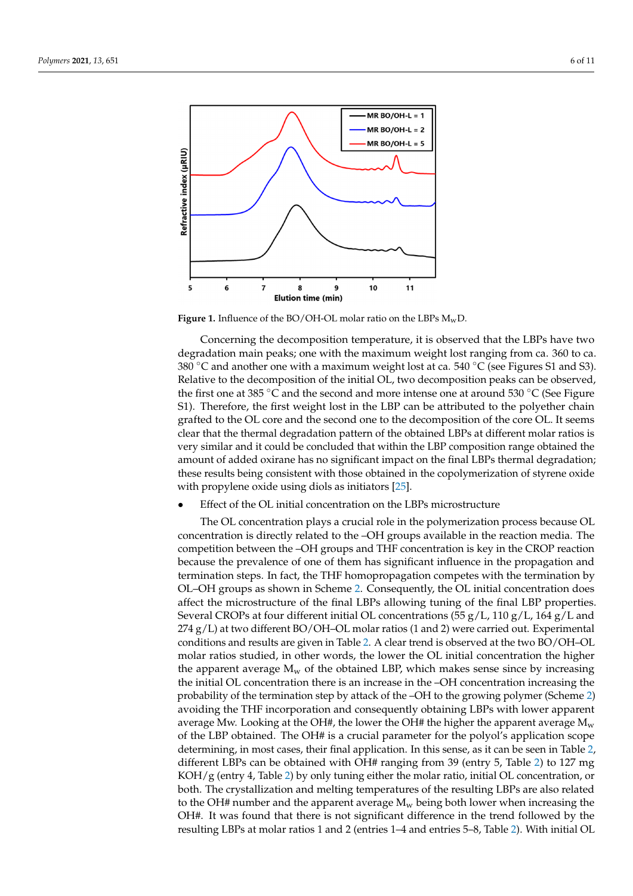Figure 1. Influence of the BO/OH-OL molar ratio on the LBPs $M_wD$.

Concerning the decomposition temperature, it is observed that the LBPs have two degradation main peaks; one with the maximum weight lost ranging from ca. 360 to ca. 380 °C and another one with a maximum weight lost at ca. 540 °C (see Figures S1 and S3). Relative to the decomposition of the initial OL, two decomposition peaks can be observed, the first one at 385 °C and the second and more intense one at around 530 °C (See Figure S1). Therefore, the first weight lost in the LBP can be attributed to the polyether chain grafted to the OL core and the second one to the decomposition of the core OL. It seems clear that the thermal degradation pattern of the obtained LBPs at different molar ratios is very similar and it could be concluded that within the LBP composition range obtained the amount of added oxirane has no significant impact on the final LBPs thermal degradation; these results being consistent with those obtained in the copolymerization of styrene oxide with propylene oxide using diols as initiators [25].

- Effect of the OL initial concentration on the LBPs microstructure

The OL concentration plays a crucial role in the polymerization process because OL concentration is directly related to the –OH groups available in the reaction media. The competition between the –OH groups and THF concentration is key in the CROP reaction because the prevalence of one of them has significant influence in the propagation and termination steps. In fact, the THF homopropagation competes with the termination by OL–OH groups as shown in Scheme 2. Consequently, the OL initial concentration does affect the microstructure of the final LBPs allowing tuning of the final LBP properties. Several CROPs at four different initial OL concentrations (55 g/L, 110 g/L, 164 g/L and 274 g/L) at two different BO/OH–OL molar ratios (1 and 2) were carried out. Experimental conditions and results are given in Table 2. A clear trend is observed at the two BO/OH–OL molar ratios studied, in other words, the lower the OL initial concentration the higher the apparent average $M_w$ of the obtained LBP, which makes sense since by increasing the initial OL concentration there is an increase in the –OH concentration increasing the probability of the termination step by attack of the –OH to the growing polymer (Scheme 2) avoiding the THF incorporation and consequently obtaining LBPs with lower apparent average Mw. Looking at the OH#, the lower the OH# the higher the apparent average $M_w$ of the LBP obtained. The OH# is a crucial parameter for the polyol's application scope determining, in most cases, their final application. In this sense, as it can be seen in Table 2, different LBPs can be obtained with OH# ranging from 39 (entry 5, Table 2) to 127 mg KOH/g (entry 4, Table 2) by only tuning either the molar ratio, initial OL concentration, or both. The crystallization and melting temperatures of the resulting LBPs are also related to the OH# number and the apparent average $M_w$ being both lower when increasing the OH#. It was found that there is not significant difference in the trend followed by the resulting LBPs at molar ratios 1 and 2 (entries 1–4 and entries 5–8, Table 2). With initial OL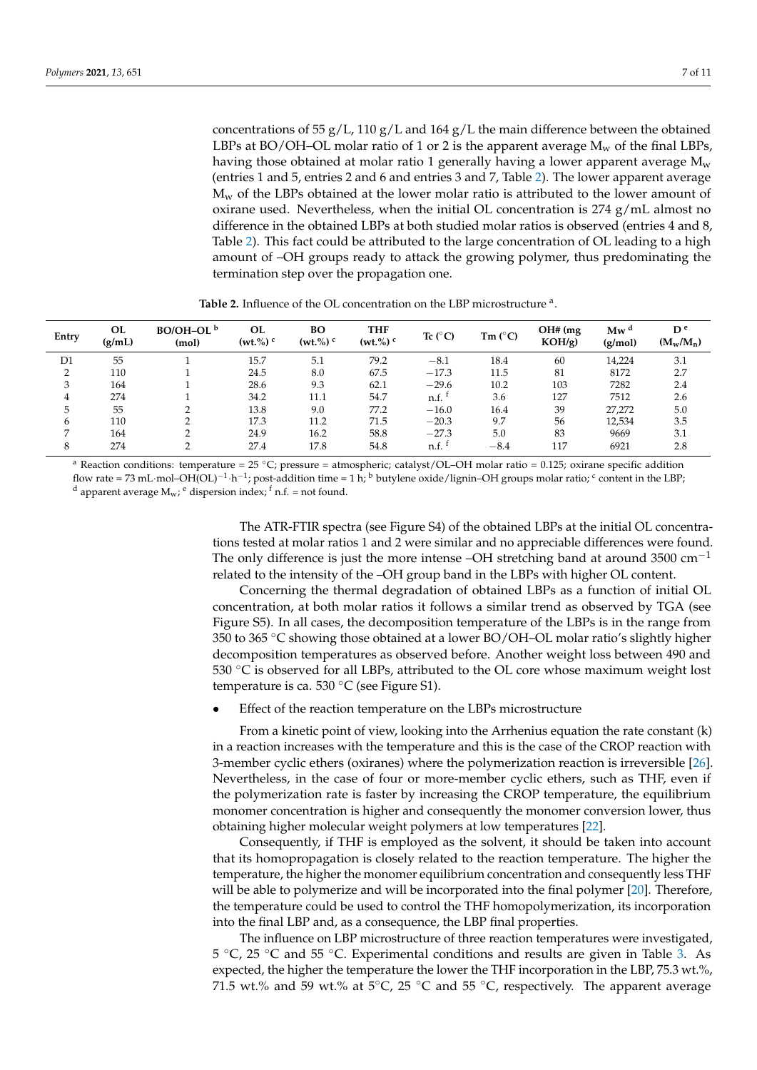concentrations of 55 g/L, 110 g/L and 164 g/L the main difference between the obtained LBPs at BO/OH–OL molar ratio of 1 or 2 is the apparent average $M_w$ of the final LBPs, having those obtained at molar ratio 1 generally having a lower apparent average $M_w$ (entries 1 and 5, entries 2 and 6 and entries 3 and 7, Table 2). The lower apparent average $M_w$ of the LBPs obtained at the lower molar ratio is attributed to the lower amount of oxirane used. Nevertheless, when the initial OL concentration is 274 g/mL almost no difference in the obtained LBPs at both studied molar ratios is observed (entries 4 and 8, Table 2). This fact could be attributed to the large concentration of OL leading to a high amount of –OH groups ready to attack the growing polymer, thus predominating the termination step over the propagation one.

**Table 2.** Influence of the OL concentration on the LBP microstructure [a].

| Entry | OL (g/mL) | BO/OH–OL [b] (mol) | OL (wt.%) [c] | BO (wt.%) [c] | THF (wt.%) [c] | Tc (°C) | Tm (°C) | OH# (mg KOH/g) | Mw [d] (g/mol) | D [e] ($M_w/M_n$) |
|---|---|---|---|---|---|---|---|---|---|---|
| D1 | 55 | 1 | 15.7 | 5.1 | 79.2 | −8.1 | 18.4 | 60 | 14,224 | 3.1 |
| 2 | 110 | 1 | 24.5 | 8.0 | 67.5 | −17.3 | 11.5 | 81 | 8172 | 2.7 |
| 3 | 164 | 1 | 28.6 | 9.3 | 62.1 | −29.6 | 10.2 | 103 | 7282 | 2.4 |
| 4 | 274 | 1 | 34.2 | 11.1 | 54.7 | n.f. [f] | 3.6 | 127 | 7512 | 2.6 |
| 5 | 55 | 2 | 13.8 | 9.0 | 77.2 | −16.0 | 16.4 | 39 | 27,272 | 5.0 |
| 6 | 110 | 2 | 17.3 | 11.2 | 71.5 | −20.3 | 9.7 | 56 | 12,534 | 3.5 |
| 7 | 164 | 2 | 24.9 | 16.2 | 58.8 | −27.3 | 5.0 | 83 | 9669 | 3.1 |
| 8 | 274 | 2 | 27.4 | 17.8 | 54.8 | n.f. [f] | −8.4 | 117 | 6921 | 2.8 |

[a] Reaction conditions: temperature = 25 °C; pressure = atmospheric; catalyst/OL–OH molar ratio = 0.125; oxirane specific addition flow rate = 73 $mL\cdot mol\text{–}OH(OL)^{-1}\cdot h^{-1}$; post-addition time = 1 h; [b] butylene oxide/lignin–OH groups molar ratio; [c] content in the LBP; [d] apparent average $M_w$; [e] dispersion index; [f] n.f. = not found.

The ATR-FTIR spectra (see Figure S4) of the obtained LBPs at the initial OL concentrations tested at molar ratios 1 and 2 were similar and no appreciable differences were found. The only difference is just the more intense –OH stretching band at around 3500 $cm^{-1}$ related to the intensity of the –OH group band in the LBPs with higher OL content.

Concerning the thermal degradation of obtained LBPs as a function of initial OL concentration, at both molar ratios it follows a similar trend as observed by TGA (see Figure S5). In all cases, the decomposition temperature of the LBPs is in the range from 350 to 365 °C showing those obtained at a lower BO/OH–OL molar ratio's slightly higher decomposition temperatures as observed before. Another weight loss between 490 and 530 °C is observed for all LBPs, attributed to the OL core whose maximum weight lost temperature is ca. 530 °C (see Figure S1).

- Effect of the reaction temperature on the LBPs microstructure

From a kinetic point of view, looking into the Arrhenius equation the rate constant (k) in a reaction increases with the temperature and this is the case of the CROP reaction with 3-member cyclic ethers (oxiranes) where the polymerization reaction is irreversible [26]. Nevertheless, in the case of four or more-member cyclic ethers, such as THF, even if the polymerization rate is faster by increasing the CROP temperature, the equilibrium monomer concentration is higher and consequently the monomer conversion lower, thus obtaining higher molecular weight polymers at low temperatures [22].

Consequently, if THF is employed as the solvent, it should be taken into account that its homopropagation is closely related to the reaction temperature. The higher the temperature, the higher the monomer equilibrium concentration and consequently less THF will be able to polymerize and will be incorporated into the final polymer [20]. Therefore, the temperature could be used to control the THF homopolymerization, its incorporation into the final LBP and, as a consequence, the LBP final properties.

The influence on LBP microstructure of three reaction temperatures were investigated, 5 °C, 25 °C and 55 °C. Experimental conditions and results are given in Table 3. As expected, the higher the temperature the lower the THF incorporation in the LBP, 75.3 wt.%, 71.5 wt.% and 59 wt.% at 5°C, 25 °C and 55 °C, respectively. The apparent average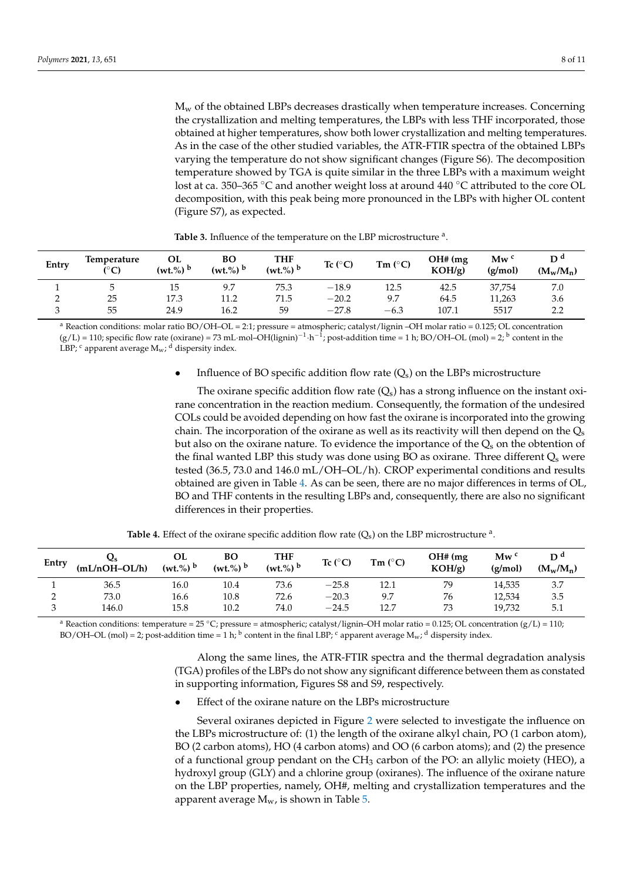$M_w$ of the obtained LBPs decreases drastically when temperature increases. Concerning the crystallization and melting temperatures, the LBPs with less THF incorporated, those obtained at higher temperatures, show both lower crystallization and melting temperatures. As in the case of the other studied variables, the ATR-FTIR spectra of the obtained LBPs varying the temperature do not show significant changes (Figure S6). The decomposition temperature showed by TGA is quite similar in the three LBPs with a maximum weight lost at ca. 350–365 °C and another weight loss at around 440 °C attributed to the core OL decomposition, with this peak being more pronounced in the LBPs with higher OL content (Figure S7), as expected.

**Table 3.** Influence of the temperature on the LBP microstructure [a].

| Entry | Temperature (°C) | OL (wt.%) [b] | BO (wt.%) [b] | THF (wt.%) [b] | Tc (°C) | Tm (°C) | OH# (mg KOH/g) | Mw [c] (g/mol) | Đ [d] ($M_w/M_n$) |
|---|---|---|---|---|---|---|---|---|---|
| 1 | 5 | 15 | 9.7 | 75.3 | −18.9 | 12.5 | 42.5 | 37,754 | 7.0 |
| 2 | 25 | 17.3 | 11.2 | 71.5 | −20.2 | 9.7 | 64.5 | 11,263 | 3.6 |
| 3 | 55 | 24.9 | 16.2 | 59 | −27.8 | −6.3 | 107.1 | 5517 | 2.2 |

[a] Reaction conditions: molar ratio BO/OH–OL = 2:1; pressure = atmospheric; catalyst/lignin –OH molar ratio = 0.125; OL concentration (g/L) = 110; specific flow rate (oxirane) = 73 mL·mol–OH(lignin)$^{-1}$·h$^{-1}$; post-addition time = 1 h; BO/OH–OL (mol) = 2; [b] content in the LBP; [c] apparent average $M_w$; [d] dispersity index.

- Influence of BO specific addition flow rate ($Q_s$) on the LBPs microstructure

The oxirane specific addition flow rate ($Q_s$) has a strong influence on the instant oxirane concentration in the reaction medium. Consequently, the formation of the undesired COLs could be avoided depending on how fast the oxirane is incorporated into the growing chain. The incorporation of the oxirane as well as its reactivity will then depend on the $Q_s$ but also on the oxirane nature. To evidence the importance of the $Q_s$ on the obtention of the final wanted LBP this study was done using BO as oxirane. Three different $Q_s$ were tested (36.5, 73.0 and 146.0 mL/OH–OL/h). CROP experimental conditions and results obtained are given in Table 4. As can be seen, there are no major differences in terms of OL, BO and THF contents in the resulting LBPs and, consequently, there are also no significant differences in their properties.

**Table 4.** Effect of the oxirane specific addition flow rate ($Q_s$) on the LBP microstructure [a].

| Entry | $Q_s$ (mL/nOH–OL/h) | OL (wt.%) [b] | BO (wt.%) [b] | THF (wt.%) [b] | Tc (°C) | Tm (°C) | OH# (mg KOH/g) | Mw [c] (g/mol) | Đ [d] ($M_w/M_n$) |
|---|---|---|---|---|---|---|---|---|---|
| 1 | 36.5 | 16.0 | 10.4 | 73.6 | −25.8 | 12.1 | 79 | 14,535 | 3.7 |
| 2 | 73.0 | 16.6 | 10.8 | 72.6 | −20.3 | 9.7 | 76 | 12,534 | 3.5 |
| 3 | 146.0 | 15.8 | 10.2 | 74.0 | −24.5 | 12.7 | 73 | 19,732 | 5.1 |

[a] Reaction conditions: temperature = 25 °C; pressure = atmospheric; catalyst/lignin–OH molar ratio = 0.125; OL concentration (g/L) = 110; BO/OH–OL (mol) = 2; post-addition time = 1 h; [b] content in the final LBP; [c] apparent average $M_w$; [d] dispersity index.

Along the same lines, the ATR-FTIR spectra and the thermal degradation analysis (TGA) profiles of the LBPs do not show any significant difference between them as constated in supporting information, Figures S8 and S9, respectively.

- Effect of the oxirane nature on the LBPs microstructure

Several oxiranes depicted in Figure 2 were selected to investigate the influence on the LBPs microstructure of: (1) the length of the oxirane alkyl chain, PO (1 carbon atom), BO (2 carbon atoms), HO (4 carbon atoms) and OO (6 carbon atoms); and (2) the presence of a functional group pendant on the $CH_3$ carbon of the PO: an allylic moiety (HEO), a hydroxyl group (GLY) and a chlorine group (oxiranes). The influence of the oxirane nature on the LBP properties, namely, OH#, melting and crystallization temperatures and the apparent average $M_w$, is shown in Table 5.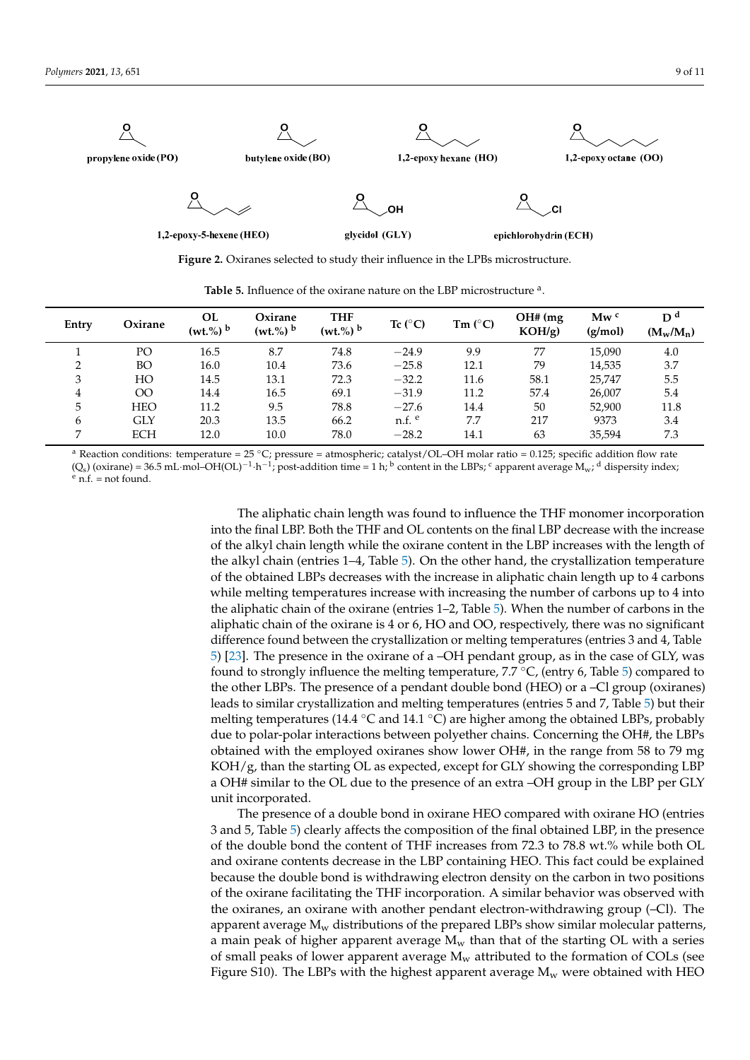**Figure 2.** Oxiranes selected to study their influence in the LPBs microstructure.

**Table 5.** Influence of the oxirane nature on the LBP microstructure [a].

| Entry | Oxirane | OL (wt.%) [b] | Oxirane (wt.%) [b] | THF (wt.%) [b] | Tc (°C) | Tm (°C) | OH# (mg KOH/g) | Mw [c] (g/mol) | D [d] ($M_w/M_n$) |
|---|---|---|---|---|---|---|---|---|---|
| 1 | PO | 16.5 | 8.7 | 74.8 | −24.9 | 9.9 | 77 | 15,090 | 4.0 |
| 2 | BO | 16.0 | 10.4 | 73.6 | −25.8 | 12.1 | 79 | 14,535 | 3.7 |
| 3 | HO | 14.5 | 13.1 | 72.3 | −32.2 | 11.6 | 58.1 | 25,747 | 5.5 |
| 4 | OO | 14.4 | 16.5 | 69.1 | −31.9 | 11.2 | 57.4 | 26,007 | 5.4 |
| 5 | HEO | 11.2 | 9.5 | 78.8 | −27.6 | 14.4 | 50 | 52,900 | 11.8 |
| 6 | GLY | 20.3 | 13.5 | 66.2 | n.f. [e] | 7.7 | 217 | 9373 | 3.4 |
| 7 | ECH | 12.0 | 10.0 | 78.0 | −28.2 | 14.1 | 63 | 35,594 | 7.3 |

[a] Reaction conditions: temperature = 25 °C; pressure = atmospheric; catalyst/OL–OH molar ratio = 0.125; specific addition flow rate ($Q_s$) (oxirane) = 36.5 mL·mol–OH(OL)$^{-1}$·h$^{-1}$; post-addition time = 1 h; [b] content in the LBPs; [c] apparent average $M_w$; [d] dispersity index; [e] n.f. = not found.

The aliphatic chain length was found to influence the THF monomer incorporation into the final LBP. Both the THF and OL contents on the final LBP decrease with the increase of the alkyl chain length while the oxirane content in the LBP increases with the length of the alkyl chain (entries 1–4, Table 5). On the other hand, the crystallization temperature of the obtained LBPs decreases with the increase in aliphatic chain length up to 4 carbons while melting temperatures increase with increasing the number of carbons up to 4 into the aliphatic chain of the oxirane (entries 1–2, Table 5). When the number of carbons in the aliphatic chain of the oxirane is 4 or 6, HO and OO, respectively, there was no significant difference found between the crystallization or melting temperatures (entries 3 and 4, Table 5) [23]. The presence in the oxirane of a –OH pendant group, as in the case of GLY, was found to strongly influence the melting temperature, 7.7 °C, (entry 6, Table 5) compared to the other LBPs. The presence of a pendant double bond (HEO) or a –Cl group (oxiranes) leads to similar crystallization and melting temperatures (entries 5 and 7, Table 5) but their melting temperatures (14.4 °C and 14.1 °C) are higher among the obtained LBPs, probably due to polar-polar interactions between polyether chains. Concerning the OH#, the LBPs obtained with the employed oxiranes show lower OH#, in the range from 58 to 79 mg KOH/g, than the starting OL as expected, except for GLY showing the corresponding LBP a OH# similar to the OL due to the presence of an extra –OH group in the LBP per GLY unit incorporated.

The presence of a double bond in oxirane HEO compared with oxirane HO (entries 3 and 5, Table 5) clearly affects the composition of the final obtained LBP, in the presence of the double bond the content of THF increases from 72.3 to 78.8 wt.% while both OL and oxirane contents decrease in the LBP containing HEO. This fact could be explained because the double bond is withdrawing electron density on the carbon in two positions of the oxirane facilitating the THF incorporation. A similar behavior was observed with the oxiranes, an oxirane with another pendant electron-withdrawing group (–Cl). The apparent average $M_w$ distributions of the prepared LBPs show similar molecular patterns, a main peak of higher apparent average $M_w$ than that of the starting OL with a series of small peaks of lower apparent average $M_w$ attributed to the formation of COLs (see Figure S10). The LBPs with the highest apparent average $M_w$ were obtained with HEO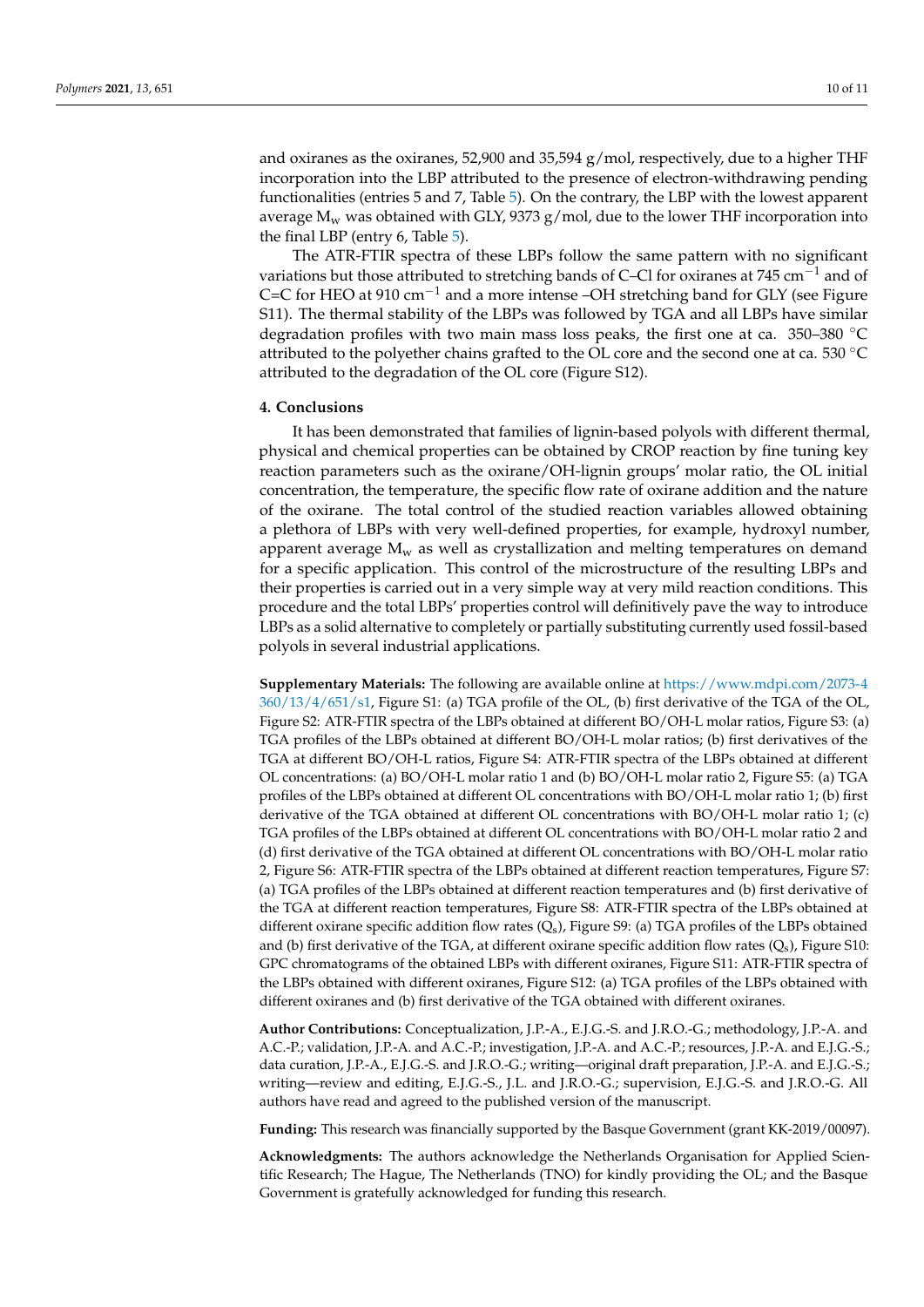and oxiranes as the oxiranes, 52,900 and 35,594 g/mol, respectively, due to a higher THF incorporation into the LBP attributed to the presence of electron-withdrawing pending functionalities (entries 5 and 7, Table 5). On the contrary, the LBP with the lowest apparent average $M_w$ was obtained with GLY, 9373 g/mol, due to the lower THF incorporation into the final LBP (entry 6, Table 5).

The ATR-FTIR spectra of these LBPs follow the same pattern with no significant variations but those attributed to stretching bands of C–Cl for oxiranes at 745 $cm^{-1}$ and of C=C for HEO at 910 $cm^{-1}$ and a more intense –OH stretching band for GLY (see Figure S11). The thermal stability of the LBPs was followed by TGA and all LBPs have similar degradation profiles with two main mass loss peaks, the first one at ca. 350–380 °C attributed to the polyether chains grafted to the OL core and the second one at ca. 530 °C attributed to the degradation of the OL core (Figure S12).

## 4. Conclusions

It has been demonstrated that families of lignin-based polyols with different thermal, physical and chemical properties can be obtained by CROP reaction by fine tuning key reaction parameters such as the oxirane/OH-lignin groups' molar ratio, the OL initial concentration, the temperature, the specific flow rate of oxirane addition and the nature of the oxirane. The total control of the studied reaction variables allowed obtaining a plethora of LBPs with very well-defined properties, for example, hydroxyl number, apparent average $M_w$ as well as crystallization and melting temperatures on demand for a specific application. This control of the microstructure of the resulting LBPs and their properties is carried out in a very simple way at very mild reaction conditions. This procedure and the total LBPs' properties control will definitively pave the way to introduce LBPs as a solid alternative to completely or partially substituting currently used fossil-based polyols in several industrial applications.

**Supplementary Materials:** The following are available online at https://www.mdpi.com/2073-4360/13/4/651/s1, Figure S1: (a) TGA profile of the OL, (b) first derivative of the TGA of the OL, Figure S2: ATR-FTIR spectra of the LBPs obtained at different BO/OH-L molar ratios, Figure S3: (a) TGA profiles of the LBPs obtained at different BO/OH-L molar ratios; (b) first derivatives of the TGA at different BO/OH-L ratios, Figure S4: ATR-FTIR spectra of the LBPs obtained at different OL concentrations: (a) BO/OH-L molar ratio 1 and (b) BO/OH-L molar ratio 2, Figure S5: (a) TGA profiles of the LBPs obtained at different OL concentrations with BO/OH-L molar ratio 1; (b) first derivative of the TGA obtained at different OL concentrations with BO/OH-L molar ratio 1; (c) TGA profiles of the LBPs obtained at different OL concentrations with BO/OH-L molar ratio 2 and (d) first derivative of the TGA obtained at different OL concentrations with BO/OH-L molar ratio 2, Figure S6: ATR-FTIR spectra of the LBPs obtained at different reaction temperatures, Figure S7: (a) TGA profiles of the LBPs obtained at different reaction temperatures and (b) first derivative of the TGA at different reaction temperatures, Figure S8: ATR-FTIR spectra of the LBPs obtained at different oxirane specific addition flow rates ($Q_s$), Figure S9: (a) TGA profiles of the LBPs obtained and (b) first derivative of the TGA, at different oxirane specific addition flow rates ($Q_s$), Figure S10: GPC chromatograms of the obtained LBPs with different oxiranes, Figure S11: ATR-FTIR spectra of the LBPs obtained with different oxiranes, Figure S12: (a) TGA profiles of the LBPs obtained with different oxiranes and (b) first derivative of the TGA obtained with different oxiranes.

**Author Contributions:** Conceptualization, J.P.-A., E.J.G.-S. and J.R.O.-G.; methodology, J.P.-A. and A.C.-P.; validation, J.P.-A. and A.C.-P.; investigation, J.P.-A. and A.C.-P.; resources, J.P.-A. and E.J.G.-S.; data curation, J.P.-A., E.J.G.-S. and J.R.O.-G.; writing—original draft preparation, J.P.-A. and E.J.G.-S.; writing—review and editing, E.J.G.-S., J.L. and J.R.O.-G.; supervision, E.J.G.-S. and J.R.O.-G. All authors have read and agreed to the published version of the manuscript.

**Funding:** This research was financially supported by the Basque Government (grant KK-2019/00097).

**Acknowledgments:** The authors acknowledge the Netherlands Organisation for Applied Scientific Research; The Hague, The Netherlands (TNO) for kindly providing the OL; and the Basque Government is gratefully acknowledged for funding this research.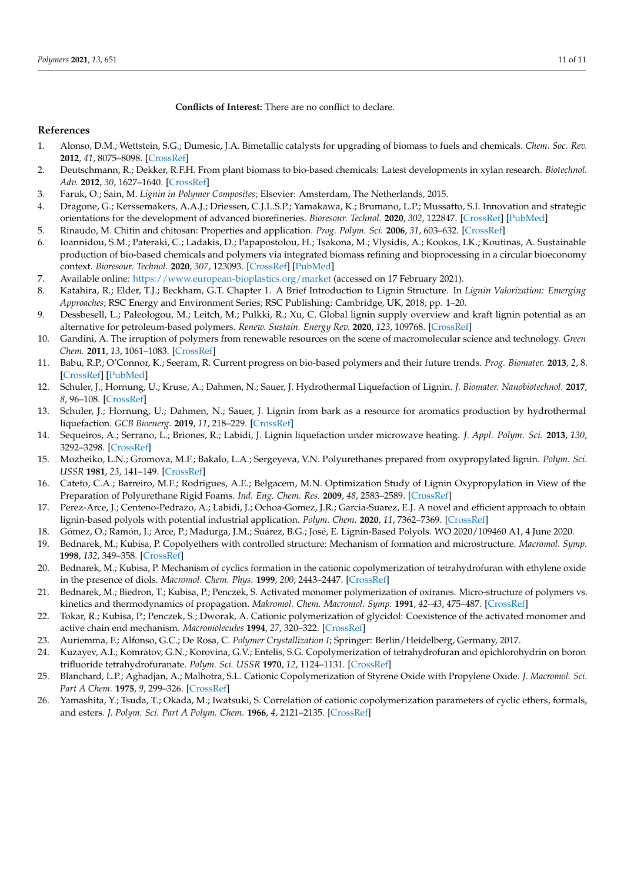**Conflicts of Interest:** There are no conflict to declare.

## References

1. Alonso, D.M.; Wettstein, S.G.; Dumesic, J.A. Bimetallic catalysts for upgrading of biomass to fuels and chemicals. *Chem. Soc. Rev.* **2012**, *41*, 8075–8098. [CrossRef]
2. Deutschmann, R.; Dekker, R.F.H. From plant biomass to bio-based chemicals: Latest developments in xylan research. *Biotechnol. Adv.* **2012**, *30*, 1627–1640. [CrossRef]
3. Faruk, O.; Sain, M. *Lignin in Polymer Composites*; Elsevier: Amsterdam, The Netherlands, 2015.
4. Dragone, G.; Kerssemakers, A.A.J.; Driessen, C.J.L.S.P.; Yamakawa, K.; Brumano, L.P.; Mussatto, S.I. Innovation and strategic orientations for the development of advanced biorefineries. *Bioresour. Technol.* **2020**, *302*, 122847. [CrossRef] [PubMed]
5. Rinaudo, M. Chitin and chitosan: Properties and application. *Prog. Polym. Sci.* **2006**, *31*, 603–632. [CrossRef]
6. Ioannidou, S.M.; Pateraki, C.; Ladakis, D.; Papapostolou, H.; Tsakona, M.; Vlysidis, A.; Kookos, I.K.; Koutinas, A. Sustainable production of bio-based chemicals and polymers via integrated biomass refining and bioprocessing in a circular bioeconomy context. *Bioresour. Technol.* **2020**, *307*, 123093. [CrossRef] [PubMed]
7. Available online: https://www.european-bioplastics.org/market (accessed on 17 February 2021).
8. Katahira, R.; Elder, T.J.; Beckham, G.T. Chapter 1. A Brief Introduction to Lignin Structure. In *Lignin Valorization: Emerging Approaches*; RSC Energy and Environment Series; RSC Publishing: Cambridge, UK, 2018; pp. 1–20.
9. Dessbesell, L.; Paleologou, M.; Leitch, M.; Pulkki, R.; Xu, C. Global lignin supply overview and kraft lignin potential as an alternative for petroleum-based polymers. *Renew. Sustain. Energy Rev.* **2020**, *123*, 109768. [CrossRef]
10. Gandini, A. The irruption of polymers from renewable resources on the scene of macromolecular science and technology. *Green Chem.* **2011**, *13*, 1061–1083. [CrossRef]
11. Babu, R.P.; O'Connor, K.; Seeram, R. Current progress on bio-based polymers and their future trends. *Prog. Biomater.* **2013**, *2*, 8. [CrossRef] [PubMed]
12. Schuler, J.; Hornung, U.; Kruse, A.; Dahmen, N.; Sauer, J. Hydrothermal Liquefaction of Lignin. *J. Biomater. Nanobiotechnol.* **2017**, *8*, 96–108. [CrossRef]
13. Schuler, J.; Hornung, U.; Dahmen, N.; Sauer, J. Lignin from bark as a resource for aromatics production by hydrothermal liquefaction. *GCB Bioenerg.* **2019**, *11*, 218–229. [CrossRef]
14. Sequeiros, A.; Serrano, L.; Briones, R.; Labidi, J. Lignin liquefaction under microwave heating. *J. Appl. Polym. Sci.* **2013**, *130*, 3292–3298. [CrossRef]
15. Mozheiko, L.N.; Gromova, M.F.; Bakalo, L.A.; Sergeyeva, V.N. Polyurethanes prepared from oxypropylated lignin. *Polym. Sci. USSR* **1981**, *23*, 141–149. [CrossRef]
16. Cateto, C.A.; Barreiro, M.F.; Rodrigues, A.E.; Belgacem, M.N. Optimization Study of Lignin Oxypropylation in View of the Preparation of Polyurethane Rigid Foams. *Ind. Eng. Chem. Res.* **2009**, *48*, 2583–2589. [CrossRef]
17. Perez-Arce, J.; Centeno-Pedrazo, A.; Labidi, J.; Ochoa-Gomez, J.R.; Garcia-Suarez, E.J. A novel and efficient approach to obtain lignin-based polyols with potential industrial application. *Polym. Chem.* **2020**, *11*, 7362–7369. [CrossRef]
18. Gómez, O.; Ramón, J.; Arce, P.; Madurga, J.M.; Suárez, B.G.; José, E. Lignin-Based Polyols. WO 2020/109460 A1, 4 June 2020.
19. Bednarek, M.; Kubisa, P. Copolyethers with controlled structure: Mechanism of formation and microstructure. *Macromol. Symp.* **1998**, *132*, 349–358. [CrossRef]
20. Bednarek, M.; Kubisa, P. Mechanism of cyclics formation in the cationic copolymerization of tetrahydrofuran with ethylene oxide in the presence of diols. *Macromol. Chem. Phys.* **1999**, *200*, 2443–2447. [CrossRef]
21. Bednarek, M.; Biedron, T.; Kubisa, P.; Penczek, S. Activated monomer polymerization of oxiranes. Micro-structure of polymers vs. kinetics and thermodynamics of propagation. *Makromol. Chem. Macromol. Symp.* **1991**, *42–43*, 475–487. [CrossRef]
22. Tokar, R.; Kubisa, P.; Penczek, S.; Dworak, A. Cationic polymerization of glycidol: Coexistence of the activated monomer and active chain end mechanism. *Macromolecules* **1994**, *27*, 320–322. [CrossRef]
23. Auriemma, F.; Alfonso, G.C.; De Rosa, C. *Polymer Crystallization I*; Springer: Berlin/Heidelberg, Germany, 2017.
24. Kuzayev, A.I.; Komratov, G.N.; Korovina, G.V.; Entelis, S.G. Copolymerization of tetrahydrofuran and epichlorohydrin on boron trifluoride tetrahydrofuranate. *Polym. Sci. USSR* **1970**, *12*, 1124–1131. [CrossRef]
25. Blanchard, L.P.; Aghadjan, A.; Malhotra, S.L. Cationic Copolymerization of Styrene Oxide with Propylene Oxide. *J. Macromol. Sci. Part A Chem.* **1975**, *9*, 299–326. [CrossRef]
26. Yamashita, Y.; Tsuda, T.; Okada, M.; Iwatsuki, S. Correlation of cationic copolymerization parameters of cyclic ethers, formals, and esters. *J. Polym. Sci. Part A Polym. Chem.* **1966**, *4*, 2121–2135. [CrossRef]